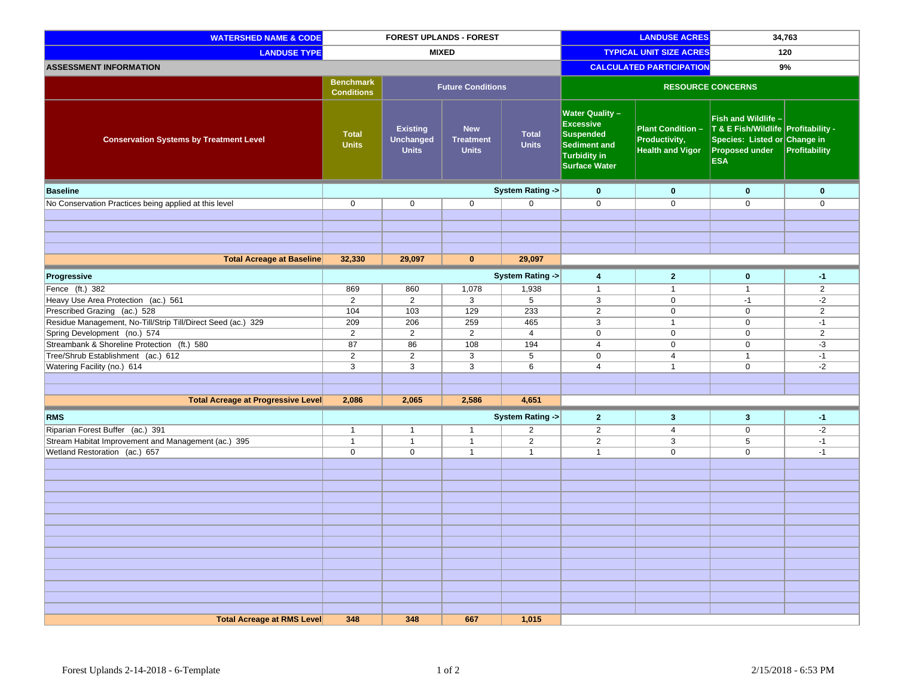| WATERSHED NAME & CODE | FOREST UPLANDS - FOREST | | | | LANDUSE ACRES | | 34,763 | |
|---|---|---|---|---|---|---|---|---|
| LANDUSE TYPE | MIXED | | | | TYPICAL UNIT SIZE ACRES | | 120 | |
| ASSESSMENT INFORMATION | | | | | CALCULATED PARTICIPATION | | 9% | |
| Conservation Systems by Treatment Level | Benchmark Conditions | Future Conditions | | | RESOURCE CONCERNS | | | |
| | Total Units | Existing Unchanged Units | New Treatment Units | Total Units | Water Quality – Excessive Suspended Sediment and Turbidity in Surface Water | Plant Condition – Productivity, Health and Vigor | Fish and Wildlife – T & E Fish/Wildlife Species: Listed or Proposed under ESA | Profitability - Change in Profitability |
| **Baseline** | | | | **System Rating ->** | **0** | **0** | **0** | **0** |
| No Conservation Practices being applied at this level | 0 | 0 | 0 | 0 | 0 | 0 | 0 | 0 |
| | | | | | | | | |
| | | | | | | | | |
| | | | | | | | | |
| | | | | | | | | |
| **Total Acreage at Baseline** | **32,330** | **29,097** | **0** | **29,097** | | | | |
| **Progressive** | | | | **System Rating ->** | **4** | **2** | **0** | **-1** |
| Fence (ft.) 382 | 869 | 860 | 1,078 | 1,938 | 1 | 1 | 1 | 2 |
| Heavy Use Area Protection (ac.) 561 | 2 | 2 | 3 | 5 | 3 | 0 | -1 | -2 |
| Prescribed Grazing (ac.) 528 | 104 | 103 | 129 | 233 | 2 | 0 | 0 | 2 |
| Residue Management, No-Till/Strip Till/Direct Seed (ac.) 329 | 209 | 206 | 259 | 465 | 3 | 1 | 0 | -1 |
| Spring Development (no.) 574 | 2 | 2 | 2 | 4 | 0 | 0 | 0 | 2 |
| Streambank & Shoreline Protection (ft.) 580 | 87 | 86 | 108 | 194 | 4 | 0 | 0 | -3 |
| Tree/Shrub Establishment (ac.) 612 | 2 | 2 | 3 | 5 | 0 | 4 | 1 | -1 |
| Watering Facility (no.) 614 | 3 | 3 | 3 | 6 | 4 | 1 | 0 | -2 |
| | | | | | | | | |
| | | | | | | | | |
| **Total Acreage at Progressive Level** | **2,086** | **2,065** | **2,586** | **4,651** | | | | |
| **RMS** | | | | **System Rating ->** | **2** | **3** | **3** | **-1** |
| Riparian Forest Buffer (ac.) 391 | 1 | 1 | 1 | 2 | 2 | 4 | 0 | -2 |
| Stream Habitat Improvement and Management (ac.) 395 | 1 | 1 | 1 | 2 | 2 | 3 | 5 | -1 |
| Wetland Restoration (ac.) 657 | 0 | 0 | 1 | 1 | 1 | 0 | 0 | -1 |
| | | | | | | | | |
| | | | | | | | | |
| | | | | | | | | |
| | | | | | | | | |
| | | | | | | | | |
| | | | | | | | | |
| | | | | | | | | |
| | | | | | | | | |
| | | | | | | | | |
| | | | | | | | | |
| | | | | | | | | |
| | | | | | | | | |
| | | | | | | | | |
| | | | | | | | | |
| **Total Acreage at RMS Level** | **348** | **348** | **667** | **1,015** | | | | |

Forest Uplands 2-14-2018 - 6-Template

2/15/2018 - 6:53 PM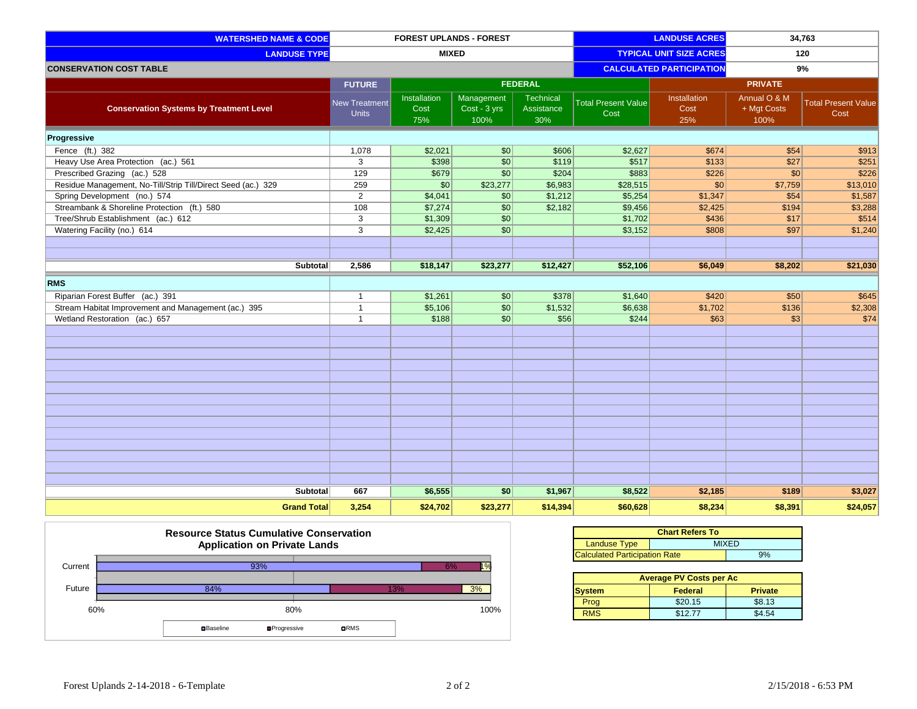| WATERSHED NAME & CODE | FOREST UPLANDS - FOREST | | | | LANDUSE ACRES | 34,763 | |
|---|---|---|---|---|---|---|---|
| LANDUSE TYPE | MIXED | | | | TYPICAL UNIT SIZE ACRES | 120 | |
| CONSERVATION COST TABLE | | | | | CALCULATED PARTICIPATION | 9% | |

| | FUTURE | FEDERAL | | | | PRIVATE | | |
|---|---|---|---|---|---|---|---|---|
| Conservation Systems by Treatment Level | New Treatment Units | Installation Cost 75% | Management Cost - 3 yrs 100% | Technical Assistance 30% | Total Present Value Cost | Installation Cost 25% | Annual O & M + Mgt Costs 100% | Total Present Value Cost |
| **Progressive** | | | | | | | | |
| Fence (ft.) 382 | 1,078 | $2,021 | $0 | $606 | $2,627 | $674 | $54 | $913 |
| Heavy Use Area Protection (ac.) 561 | 3 | $398 | $0 | $119 | $517 | $133 | $27 | $251 |
| Prescribed Grazing (ac.) 528 | 129 | $679 | $0 | $204 | $883 | $226 | $0 | $226 |
| Residue Management, No-Till/Strip Till/Direct Seed (ac.) 329 | 259 | $0 | $23,277 | $6,983 | $28,515 | $0 | $7,759 | $13,010 |
| Spring Development (no.) 574 | 2 | $4,041 | $0 | $1,212 | $5,254 | $1,347 | $54 | $1,587 |
| Streambank & Shoreline Protection (ft.) 580 | 108 | $7,274 | $0 | $2,182 | $9,456 | $2,425 | $194 | $3,288 |
| Tree/Shrub Establishment (ac.) 612 | 3 | $1,309 | $0 | | $1,702 | $436 | $17 | $514 |
| Watering Facility (no.) 614 | 3 | $2,425 | $0 | | $3,152 | $808 | $97 | $1,240 |
| **Subtotal** | **2,586** | **$18,147** | **$23,277** | **$12,427** | **$52,106** | **$6,049** | **$8,202** | **$21,030** |
| **RMS** | | | | | | | | |
| Riparian Forest Buffer (ac.) 391 | 1 | $1,261 | $0 | $378 | $1,640 | $420 | $50 | $645 |
| Stream Habitat Improvement and Management (ac.) 395 | 1 | $5,106 | $0 | $1,532 | $6,638 | $1,702 | $136 | $2,308 |
| Wetland Restoration (ac.) 657 | 1 | $188 | $0 | $56 | $244 | $63 | $3 | $74 |
| **Subtotal** | **667** | **$6,555** | **$0** | **$1,967** | **$8,522** | **$2,185** | **$189** | **$3,027** |
| **Grand Total** | **3,254** | **$24,702** | **$23,277** | **$14,394** | **$60,628** | **$8,234** | **$8,391** | **$24,057** |

**Resource Status Cumulative Conservation Application on Private Lands**

Current: 93% 6% 1%

Future: 84% 13% 3%

60% 80% 100%

Baseline Progressive RMS

| Chart Refers To | |
|---|---|
| Landuse Type | MIXED |
| Calculated Participation Rate | 9% |

| Average PV Costs per Ac | | |
|---|---|---|
| System | Federal | Private |
| Prog | $20.15 | $8.13 |
| RMS | $12.77 | $4.54 |